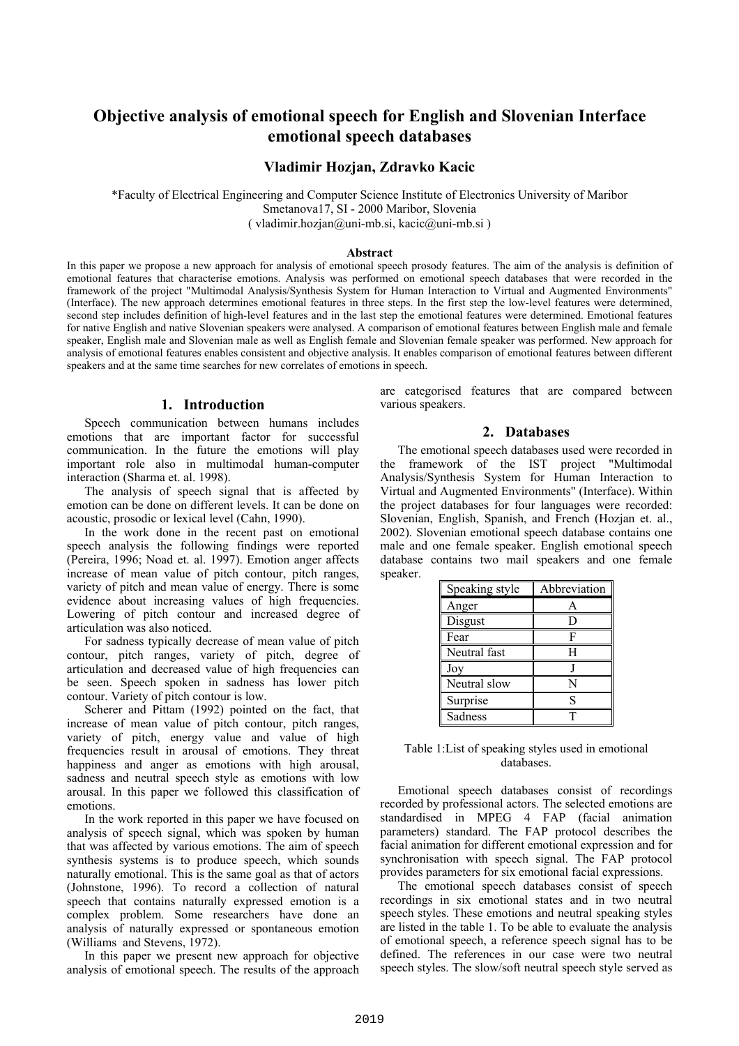# Objective analysis of emotional speech for English and Slovenian Interface emotional speech databases

**Vladimir Hozjan, Zdravko Kacic**

*Faculty of Electrical Engineering and Computer Science Institute of Electronics University of Maribor
Smetanova17, SI - 2000 Maribor, Slovenia
( vladimir.hozjan@uni-mb.si, kacic@uni-mb.si )

**Abstract**

In this paper we propose a new approach for analysis of emotional speech prosody features. The aim of the analysis is definition of emotional features that characterise emotions. Analysis was performed on emotional speech databases that were recorded in the framework of the project "Multimodal Analysis/Synthesis System for Human Interaction to Virtual and Augmented Environments" (Interface). The new approach determines emotional features in three steps. In the first step the low-level features were determined, second step includes definition of high-level features and in the last step the emotional features were determined. Emotional features for native English and native Slovenian speakers were analysed. A comparison of emotional features between English male and female speaker, English male and Slovenian male as well as English female and Slovenian female speaker was performed. New approach for analysis of emotional features enables consistent and objective analysis. It enables comparison of emotional features between different speakers and at the same time searches for new correlates of emotions in speech.

## 1. Introduction

Speech communication between humans includes emotions that are important factor for successful communication. In the future the emotions will play important role also in multimodal human-computer interaction (Sharma et. al. 1998).

The analysis of speech signal that is affected by emotion can be done on different levels. It can be done on acoustic, prosodic or lexical level (Cahn, 1990).

In the work done in the recent past on emotional speech analysis the following findings were reported (Pereira, 1996; Noad et. al. 1997). Emotion anger affects increase of mean value of pitch contour, pitch ranges, variety of pitch and mean value of energy. There is some evidence about increasing values of high frequencies. Lowering of pitch contour and increased degree of articulation was also noticed.

For sadness typically decrease of mean value of pitch contour, pitch ranges, variety of pitch, degree of articulation and decreased value of high frequencies can be seen. Speech spoken in sadness has lower pitch contour. Variety of pitch contour is low.

Scherer and Pittam (1992) pointed on the fact, that increase of mean value of pitch contour, pitch ranges, variety of pitch, energy value and value of high frequencies result in arousal of emotions. They threat happiness and anger as emotions with high arousal, sadness and neutral speech style as emotions with low arousal. In this paper we followed this classification of emotions.

In the work reported in this paper we have focused on analysis of speech signal, which was spoken by human that was affected by various emotions. The aim of speech synthesis systems is to produce speech, which sounds naturally emotional. This is the same goal as that of actors (Johnstone, 1996). To record a collection of natural speech that contains naturally expressed emotion is a complex problem. Some researchers have done an analysis of naturally expressed or spontaneous emotion (Williams and Stevens, 1972).

In this paper we present new approach for objective analysis of emotional speech. The results of the approach are categorised features that are compared between various speakers.

## 2. Databases

The emotional speech databases used were recorded in the framework of the IST project "Multimodal Analysis/Synthesis System for Human Interaction to Virtual and Augmented Environments" (Interface). Within the project databases for four languages were recorded: Slovenian, English, Spanish, and French (Hozjan et. al., 2002). Slovenian emotional speech database contains one male and one female speaker. English emotional speech database contains two mail speakers and one female speaker.

| Speaking style | Abbreviation |
|---|---|
| Anger | A |
| Disgust | D |
| Fear | F |
| Neutral fast | H |
| Joy | J |
| Neutral slow | N |
| Surprise | S |
| Sadness | T |

Table 1:List of speaking styles used in emotional databases.

Emotional speech databases consist of recordings recorded by professional actors. The selected emotions are standardised in MPEG 4 FAP (facial animation parameters) standard. The FAP protocol describes the facial animation for different emotional expression and for synchronisation with speech signal. The FAP protocol provides parameters for six emotional facial expressions.

The emotional speech databases consist of speech recordings in six emotional states and in two neutral speech styles. These emotions and neutral speaking styles are listed in the table 1. To be able to evaluate the analysis of emotional speech, a reference speech signal has to be defined. The references in our case were two neutral speech styles. The slow/soft neutral speech style served as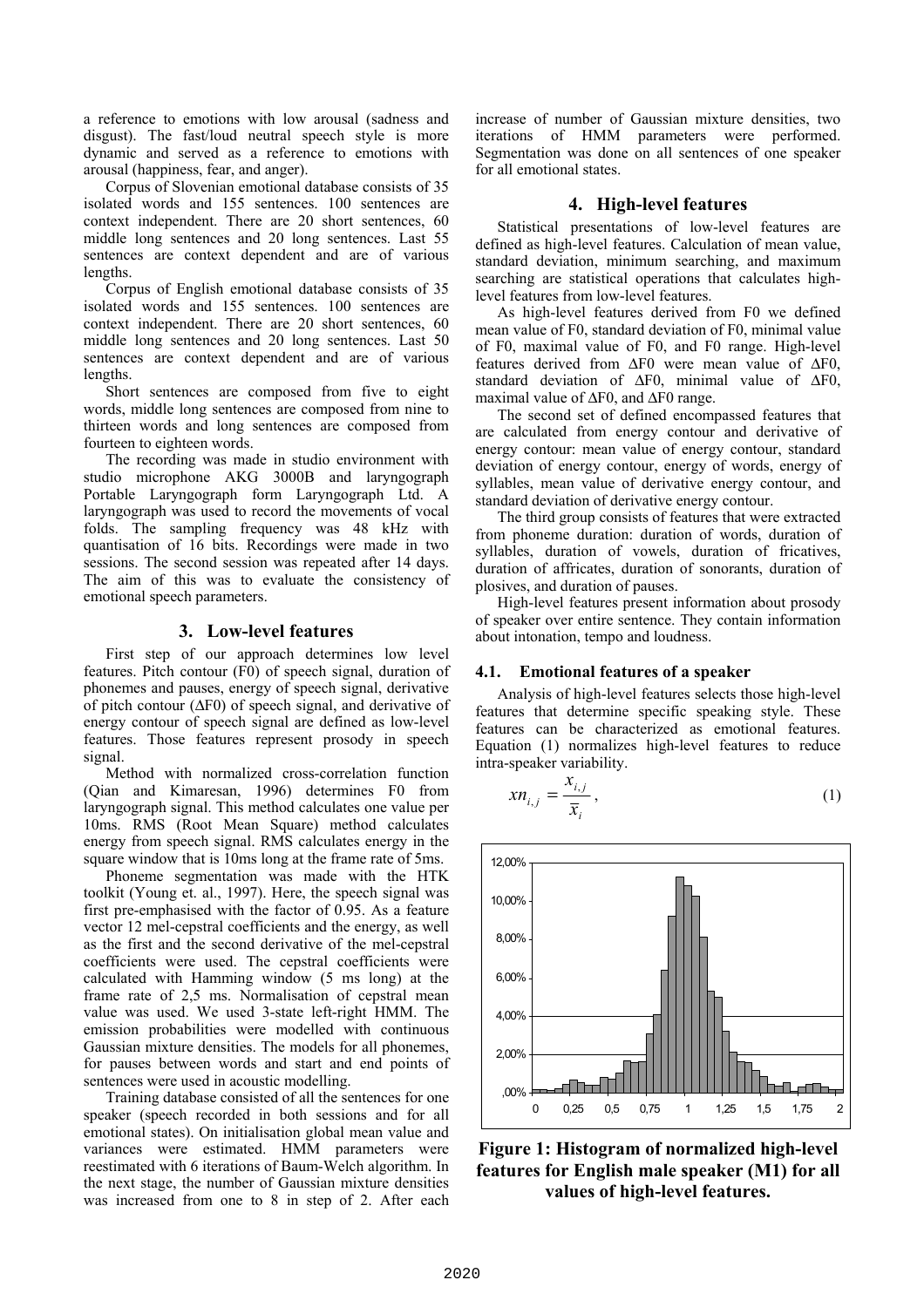a reference to emotions with low arousal (sadness and disgust). The fast/loud neutral speech style is more dynamic and served as a reference to emotions with arousal (happiness, fear, and anger).

Corpus of Slovenian emotional database consists of 35 isolated words and 155 sentences. 100 sentences are context independent. There are 20 short sentences, 60 middle long sentences and 20 long sentences. Last 55 sentences are context dependent and are of various lengths.

Corpus of English emotional database consists of 35 isolated words and 155 sentences. 100 sentences are context independent. There are 20 short sentences, 60 middle long sentences and 20 long sentences. Last 50 sentences are context dependent and are of various lengths.

Short sentences are composed from five to eight words, middle long sentences are composed from nine to thirteen words and long sentences are composed from fourteen to eighteen words.

The recording was made in studio environment with studio microphone AKG 3000B and laryngograph Portable Laryngograph form Laryngograph Ltd. A laryngograph was used to record the movements of vocal folds. The sampling frequency was 48 kHz with quantisation of 16 bits. Recordings were made in two sessions. The second session was repeated after 14 days. The aim of this was to evaluate the consistency of emotional speech parameters.

## 3. Low-level features

First step of our approach determines low level features. Pitch contour (F0) of speech signal, duration of phonemes and pauses, energy of speech signal, derivative of pitch contour (ΔF0) of speech signal, and derivative of energy contour of speech signal are defined as low-level features. Those features represent prosody in speech signal.

Method with normalized cross-correlation function (Qian and Kimaresan, 1996) determines F0 from laryngograph signal. This method calculates one value per 10ms. RMS (Root Mean Square) method calculates energy from speech signal. RMS calculates energy in the square window that is 10ms long at the frame rate of 5ms.

Phoneme segmentation was made with the HTK toolkit (Young et. al., 1997). Here, the speech signal was first pre-emphasised with the factor of 0.95. As a feature vector 12 mel-cepstral coefficients and the energy, as well as the first and the second derivative of the mel-cepstral coefficients were used. The cepstral coefficients were calculated with Hamming window (5 ms long) at the frame rate of 2,5 ms. Normalisation of cepstral mean value was used. We used 3-state left-right HMM. The emission probabilities were modelled with continuous Gaussian mixture densities. The models for all phonemes, for pauses between words and start and end points of sentences were used in acoustic modelling.

Training database consisted of all the sentences for one speaker (speech recorded in both sessions and for all emotional states). On initialisation global mean value and variances were estimated. HMM parameters were reestimated with 6 iterations of Baum-Welch algorithm. In the next stage, the number of Gaussian mixture densities was increased from one to 8 in step of 2. After each increase of number of Gaussian mixture densities, two iterations of HMM parameters were performed. Segmentation was done on all sentences of one speaker for all emotional states.

## 4. High-level features

Statistical presentations of low-level features are defined as high-level features. Calculation of mean value, standard deviation, minimum searching, and maximum searching are statistical operations that calculates high-level features from low-level features.

As high-level features derived from F0 we defined mean value of F0, standard deviation of F0, minimal value of F0, maximal value of F0, and F0 range. High-level features derived from ΔF0 were mean value of ΔF0, standard deviation of ΔF0, minimal value of ΔF0, maximal value of ΔF0, and ΔF0 range.

The second set of defined encompassed features that are calculated from energy contour and derivative of energy contour: mean value of energy contour, standard deviation of energy contour, energy of words, energy of syllables, mean value of derivative energy contour, and standard deviation of derivative energy contour.

The third group consists of features that were extracted from phoneme duration: duration of words, duration of syllables, duration of vowels, duration of fricatives, duration of affricates, duration of sonorants, duration of plosives, and duration of pauses.

High-level features present information about prosody of speaker over entire sentence. They contain information about intonation, tempo and loudness.

### 4.1. Emotional features of a speaker

Analysis of high-level features selects those high-level features that determine specific speaking style. These features can be characterized as emotional features. Equation (1) normalizes high-level features to reduce intra-speaker variability.

$$xn_{i,j} = \frac{x_{i,j}}{\bar{x}_i}, \tag{1}$$

**Figure 1: Histogram of normalized high-level features for English male speaker (M1) for all values of high-level features.**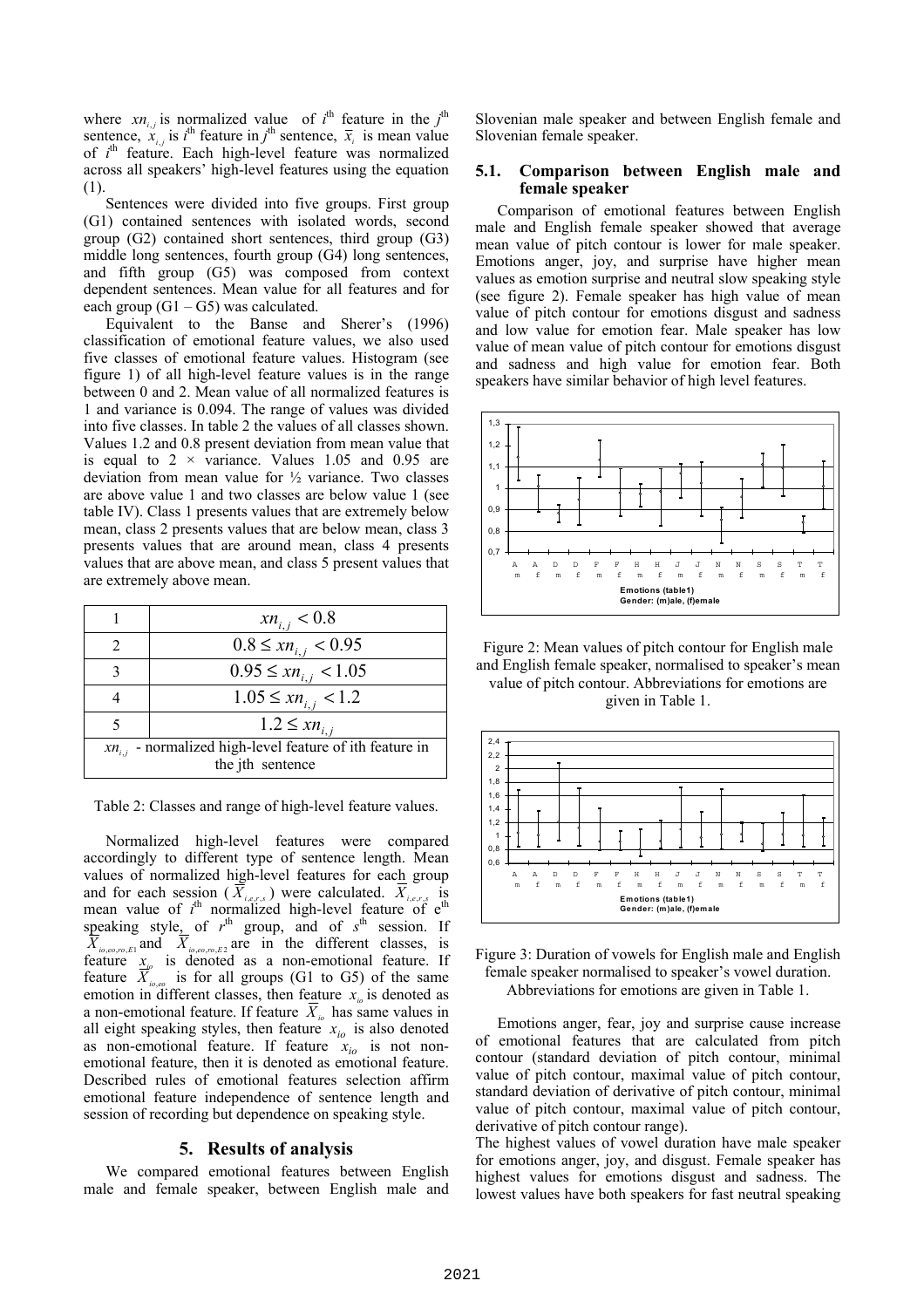where $xn_{i,j}$ is normalized value of $i^{th}$ feature in the $j^{th}$ sentence, $x_{i,j}$ is $i^{th}$ feature in $j^{th}$ sentence, $\bar{x}_i$ is mean value of $i^{th}$ feature. Each high-level feature was normalized across all speakers' high-level features using the equation (1).

Sentences were divided into five groups. First group (G1) contained sentences with isolated words, second group (G2) contained short sentences, third group (G3) middle long sentences, fourth group (G4) long sentences, and fifth group (G5) was composed from context dependent sentences. Mean value for all features and for each group (G1 – G5) was calculated.

Equivalent to the Banse and Sherer's (1996) classification of emotional feature values, we also used five classes of emotional feature values. Histogram (see figure 1) of all high-level feature values is in the range between 0 and 2. Mean value of all normalized features is 1 and variance is 0.094. The range of values was divided into five classes. In table 2 the values of all classes shown. Values 1.2 and 0.8 present deviation from mean value that is equal to 2 × variance. Values 1.05 and 0.95 are deviation from mean value for ½ variance. Two classes are above value 1 and two classes are below value 1 (see table IV). Class 1 presents values that are extremely below mean, class 2 presents values that are below mean, class 3 presents values that are around mean, class 4 presents values that are above mean, and class 5 present values that are extremely above mean.

| | |
|---|---|
| 1 | $xn_{i,j} < 0.8$ |
| 2 | $0.8 \le xn_{i,j} < 0.95$ |
| 3 | $0.95 \le xn_{i,j} < 1.05$ |
| 4 | $1.05 \le xn_{i,j} < 1.2$ |
| 5 | $1.2 \le xn_{i,j}$ |
| $xn_{i,j}$ - normalized high-level feature of ith feature in the jth sentence | |

Table 2: Classes and range of high-level feature values.

Normalized high-level features were compared accordingly to different type of sentence length. Mean values of normalized high-level features for each group and for each session ($\bar{X}_{i,e,r,s}$) were calculated. $\bar{X}_{i,e,r,s}$ is mean value of $i^{th}$ normalized high-level feature of $e^{th}$ speaking style, of $r^{th}$ group, and of $s^{th}$ session. If $\bar{X}_{io,eo,ro,E1}$ and $\bar{X}_{io,eo,ro,E2}$ are in the different classes, is feature $x_{io}$ is denoted as a non-emotional feature. If feature $\bar{X}_{io,eo}$ is for all groups (G1 to G5) of the same emotion in different classes, then feature $x_{io}$ is denoted as a non-emotional feature. If feature $\bar{X}_{io}$ has same values in all eight speaking styles, then feature $x_{io}$ is also denoted as non-emotional feature. If feature $x_{io}$ is not non-emotional feature, then it is denoted as emotional feature. Described rules of emotional features selection affirm emotional feature independence of sentence length and session of recording but dependence on speaking style.

## 5. Results of analysis

We compared emotional features between English male and female speaker, between English male and Slovenian male speaker and between English female and Slovenian female speaker.

### 5.1. Comparison between English male and female speaker

Comparison of emotional features between English male and English female speaker showed that average mean value of pitch contour is lower for male speaker. Emotions anger, joy, and surprise have higher mean values as emotion surprise and neutral slow speaking style (see figure 2). Female speaker has high value of mean value of pitch contour for emotions disgust and sadness and low value for emotion fear. Male speaker has low value of mean value of pitch contour for emotions disgust and sadness and high value for emotion fear. Both speakers have similar behavior of high level features.

Figure 2: Mean values of pitch contour for English male and English female speaker, normalised to speaker's mean value of pitch contour. Abbreviations for emotions are given in Table 1.

Figure 3: Duration of vowels for English male and English female speaker normalised to speaker's vowel duration. Abbreviations for emotions are given in Table 1.

Emotions anger, fear, joy and surprise cause increase of emotional features that are calculated from pitch contour (standard deviation of pitch contour, minimal value of pitch contour, maximal value of pitch contour, standard deviation of derivative of pitch contour, minimal value of pitch contour, maximal value of pitch contour, derivative of pitch contour range).

The highest values of vowel duration have male speaker for emotions anger, joy, and disgust. Female speaker has highest values for emotions disgust and sadness. The lowest values have both speakers for fast neutral speaking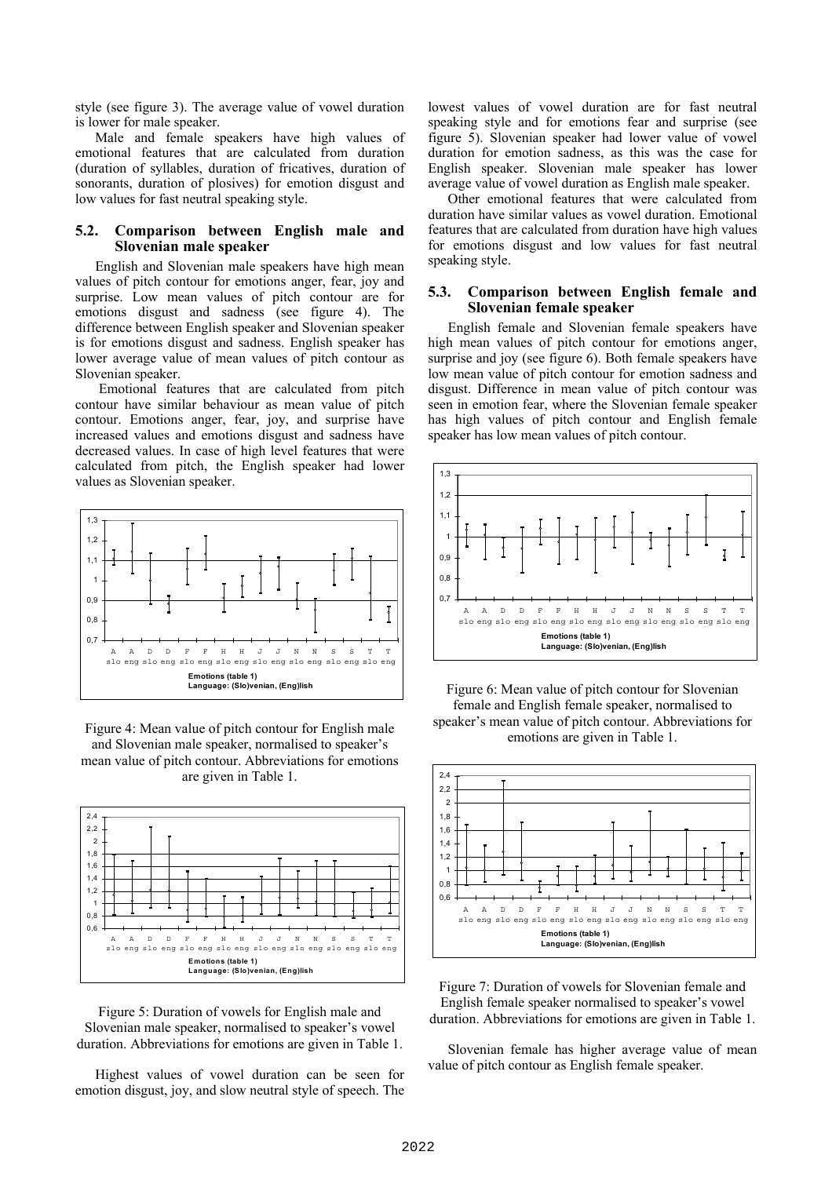style (see figure 3). The average value of vowel duration is lower for male speaker.

Male and female speakers have high values of emotional features that are calculated from duration (duration of syllables, duration of fricatives, duration of sonorants, duration of plosives) for emotion disgust and low values for fast neutral speaking style.

### 5.2. Comparison between English male and Slovenian male speaker

English and Slovenian male speakers have high mean values of pitch contour for emotions anger, fear, joy and surprise. Low mean values of pitch contour are for emotions disgust and sadness (see figure 4). The difference between English speaker and Slovenian speaker is for emotions disgust and sadness. English speaker has lower average value of mean values of pitch contour as Slovenian speaker.

Emotional features that are calculated from pitch contour have similar behaviour as mean value of pitch contour. Emotions anger, fear, joy, and surprise have increased values and emotions disgust and sadness have decreased values. In case of high level features that were calculated from pitch, the English speaker had lower values as Slovenian speaker.

Figure 4: Mean value of pitch contour for English male and Slovenian male speaker, normalised to speaker's mean value of pitch contour. Abbreviations for emotions are given in Table 1.

Figure 5: Duration of vowels for English male and Slovenian male speaker, normalised to speaker's vowel duration. Abbreviations for emotions are given in Table 1.

Highest values of vowel duration can be seen for emotion disgust, joy, and slow neutral style of speech. The lowest values of vowel duration are for fast neutral speaking style and for emotions fear and surprise (see figure 5). Slovenian speaker had lower value of vowel duration for emotion sadness, as this was the case for English speaker. Slovenian male speaker has lower average value of vowel duration as English male speaker.

Other emotional features that were calculated from duration have similar values as vowel duration. Emotional features that are calculated from duration have high values for emotions disgust and low values for fast neutral speaking style.

### 5.3. Comparison between English female and Slovenian female speaker

English female and Slovenian female speakers have high mean values of pitch contour for emotions anger, surprise and joy (see figure 6). Both female speakers have low mean value of pitch contour for emotion sadness and disgust. Difference in mean value of pitch contour was seen in emotion fear, where the Slovenian female speaker has high values of pitch contour and English female speaker has low mean values of pitch contour.

Figure 6: Mean value of pitch contour for Slovenian female and English female speaker, normalised to speaker's mean value of pitch contour. Abbreviations for emotions are given in Table 1.

Figure 7: Duration of vowels for Slovenian female and English female speaker normalised to speaker's vowel duration. Abbreviations for emotions are given in Table 1.

Slovenian female has higher average value of mean value of pitch contour as English female speaker.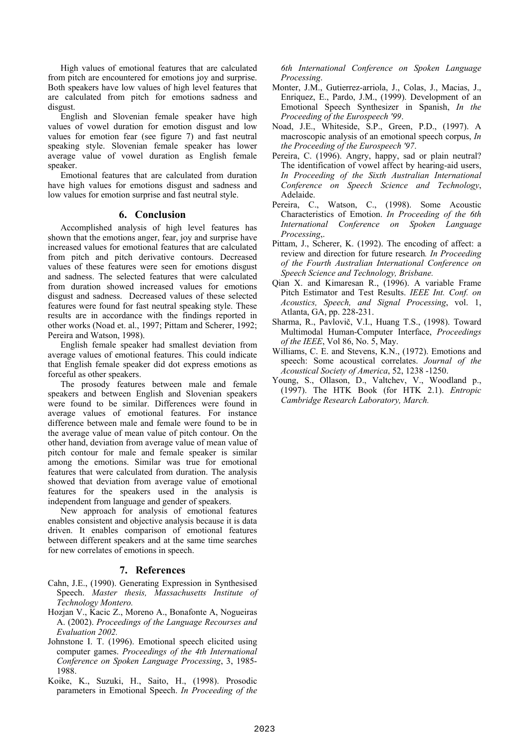High values of emotional features that are calculated from pitch are encountered for emotions joy and surprise. Both speakers have low values of high level features that are calculated from pitch for emotions sadness and disgust.

English and Slovenian female speaker have high values of vowel duration for emotion disgust and low values for emotion fear (see figure 7) and fast neutral speaking style. Slovenian female speaker has lower average value of vowel duration as English female speaker.

Emotional features that are calculated from duration have high values for emotions disgust and sadness and low values for emotion surprise and fast neutral style.

## 6. Conclusion

Accomplished analysis of high level features has shown that the emotions anger, fear, joy and surprise have increased values for emotional features that are calculated from pitch and pitch derivative contours. Decreased values of these features were seen for emotions disgust and sadness. The selected features that were calculated from duration showed increased values for emotions disgust and sadness. Decreased values of these selected features were found for fast neutral speaking style. These results are in accordance with the findings reported in other works (Noad et. al., 1997; Pittam and Scherer, 1992; Pereira and Watson, 1998).

English female speaker had smallest deviation from average values of emotional features. This could indicate that English female speaker did dot express emotions as forceful as other speakers.

The prosody features between male and female speakers and between English and Slovenian speakers were found to be similar. Differences were found in average values of emotional features. For instance difference between male and female were found to be in the average value of mean value of pitch contour. On the other hand, deviation from average value of mean value of pitch contour for male and female speaker is similar among the emotions. Similar was true for emotional features that were calculated from duration. The analysis showed that deviation from average value of emotional features for the speakers used in the analysis is independent from language and gender of speakers.

New approach for analysis of emotional features enables consistent and objective analysis because it is data driven. It enables comparison of emotional features between different speakers and at the same time searches for new correlates of emotions in speech.

## 7. References

Cahn, J.E., (1990). Generating Expression in Synthesised Speech. *Master thesis, Massachusetts Institute of Technology Montero.*

Hozjan V., Kacic Z., Moreno A., Bonafonte A, Nogueiras A. (2002). *Proceedings of the Language Recourses and Evaluation 2002.*

Johnstone I. T. (1996). Emotional speech elicited using computer games. *Proceedings of the 4th International Conference on Spoken Language Processing*, 3, 1985-1988.

Koike, K., Suzuki, H., Saito, H., (1998). Prosodic parameters in Emotional Speech. *In Proceeding of the 6th International Conference on Spoken Language Processing*.

Monter, J.M., Gutierrez-arriola, J., Colas, J., Macias, J., Enriquez, E., Pardo, J.M., (1999). Development of an Emotional Speech Synthesizer in Spanish, *In the Proceeding of the Eurospeech '99*.

Noad, J.E., Whiteside, S.P., Green, P.D., (1997). A macroscopic analysis of an emotional speech corpus, *In the Proceeding of the Eurospeech '97*.

Pereira, C. (1996). Angry, happy, sad or plain neutral? The identification of vowel affect by hearing-aid users, *In Proceeding of the Sixth Australian International Conference on Speech Science and Technology*, Adelaide.

Pereira, C., Watson, C., (1998). Some Acoustic Characteristics of Emotion. *In Proceeding of the 6th International Conference on Spoken Language Processing*,.

Pittam, J., Scherer, K. (1992). The encoding of affect: a review and direction for future research*. In Proceeding of the Fourth Australian International Conference on Speech Science and Technology, Brisbane.*

Qian X. and Kimaresan R., (1996). A variable Frame Pitch Estimator and Test Results. *IEEE Int. Conf. on Acoustics, Speech, and Signal Processing*, vol. 1, Atlanta, GA, pp. 228-231.

Sharma, R., Pavlovič, V.I., Huang T.S., (1998). Toward Multimodal Human-Computer Interface, *Proceedings of the IEEE*, Vol 86, No. 5, May.

Williams, C. E. and Stevens, K.N., (1972). Emotions and speech: Some acoustical correlates. *Journal of the Acoustical Society of America*, 52, 1238 -1250.

Young, S., Ollason, D., Valtchev, V., Woodland p., (1997). The HTK Book (for HTK 2.1). *Entropic Cambridge Research Laboratory, March.*